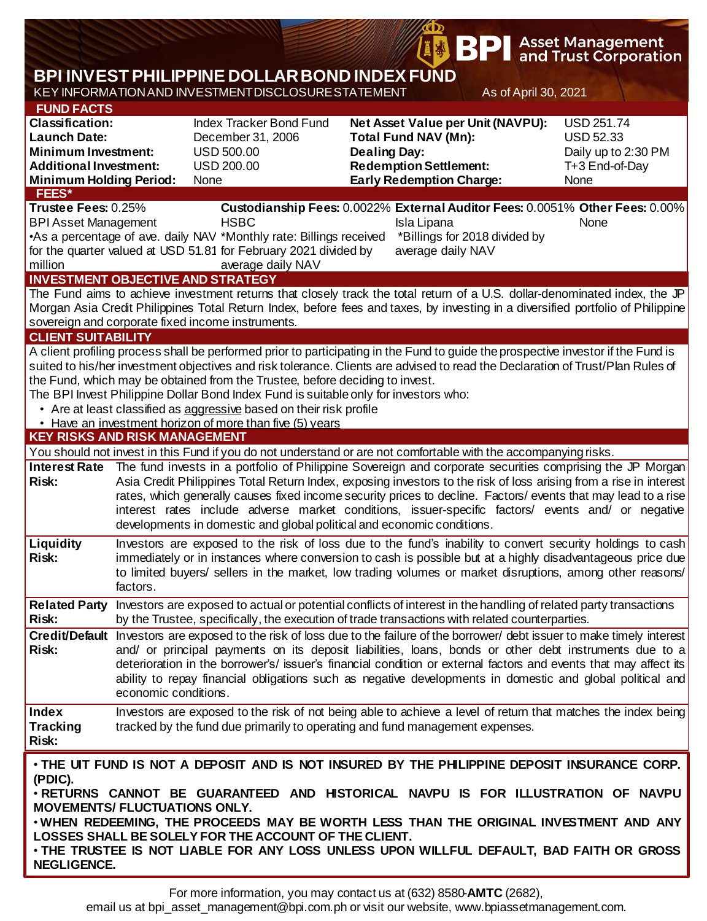# BPI INVEST PHILIPPINE DOLLAR BOND INDEX FUND

KEY INFORMATION AND INVESTMENT DISCLOSURE STATEMENT

As of April 30, 2021

BPI Asset Management and Trust Corporation

## FUND FACTS

| | | | |
|---|---|---|---|
| **Classification:** | Index Tracker Bond Fund | **Net Asset Value per Unit (NAVPU):** | USD 251.74 |
| **Launch Date:** | December 31, 2006 | **Total Fund NAV (Mn):** | USD 52.33 |
| **Minimum Investment:** | USD 500.00 | **Dealing Day:** | Daily up to 2:30 PM |
| **Additional Investment:** | USD 200.00 | **Redemption Settlement:** | T+3 End-of-Day |
| **Minimum Holding Period:** | None | **Early Redemption Charge:** | None |

## FEES*

| **Trustee Fees:** 0.25% | **Custodianship Fees:** 0.0022% | **External Auditor Fees:** 0.0051% | **Other Fees:** 0.00% |
|---|---|---|---|
| BPI Asset Management | HSBC | Isla Lipana | None |
| •As a percentage of ave. daily NAV for the quarter valued at USD 51.81 million | *Monthly rate: Billings received for February 2021 divided by average daily NAV | *Billings for 2018 divided by average daily NAV | |

## INVESTMENT OBJECTIVE AND STRATEGY

The Fund aims to achieve investment returns that closely track the total return of a U.S. dollar-denominated index, the JP Morgan Asia Credit Philippines Total Return Index, before fees and taxes, by investing in a diversified portfolio of Philippine sovereign and corporate fixed income instruments.

## CLIENT SUITABILITY

A client profiling process shall be performed prior to participating in the Fund to guide the prospective investor if the Fund is suited to his/her investment objectives and risk tolerance. Clients are advised to read the Declaration of Trust/Plan Rules of the Fund, which may be obtained from the Trustee, before deciding to invest.

The BPI Invest Philippine Dollar Bond Index Fund is suitable only for investors who:

- Are at least classified as aggressive based on their risk profile
- Have an investment horizon of more than five (5) years

## KEY RISKS AND RISK MANAGEMENT

You should not invest in this Fund if you do not understand or are not comfortable with the accompanying risks.

| | |
|---|---|
| **Interest Rate Risk:** | The fund invests in a portfolio of Philippine Sovereign and corporate securities comprising the JP Morgan Asia Credit Philippines Total Return Index, exposing investors to the risk of loss arising from a rise in interest rates, which generally causes fixed income security prices to decline. Factors/ events that may lead to a rise interest rates include adverse market conditions, issuer-specific factors/ events and/ or negative developments in domestic and global political and economic conditions. |
| **Liquidity Risk:** | Investors are exposed to the risk of loss due to the fund's inability to convert security holdings to cash immediately or in instances where conversion to cash is possible but at a highly disadvantageous price due to limited buyers/ sellers in the market, low trading volumes or market disruptions, among other reasons/ factors. |
| **Related Party Risk:** | Investors are exposed to actual or potential conflicts of interest in the handling of related party transactions by the Trustee, specifically, the execution of trade transactions with related counterparties. |
| **Credit/Default Risk:** | Investors are exposed to the risk of loss due to the failure of the borrower/ debt issuer to make timely interest and/ or principal payments on its deposit liabilities, loans, bonds or other debt instruments due to a deterioration in the borrower's/ issuer's financial condition or external factors and events that may affect its ability to repay financial obligations such as negative developments in domestic and global political and economic conditions. |
| **Index Tracking Risk:** | Investors are exposed to the risk of not being able to achieve a level of return that matches the index being tracked by the fund due primarily to operating and fund management expenses. |

**• THE UIT FUND IS NOT A DEPOSIT AND IS NOT INSURED BY THE PHILIPPINE DEPOSIT INSURANCE CORP. (PDIC).**

**• RETURNS CANNOT BE GUARANTEED AND HISTORICAL NAVPU IS FOR ILLUSTRATION OF NAVPU MOVEMENTS/ FLUCTUATIONS ONLY.**

**• WHEN REDEEMING, THE PROCEEDS MAY BE WORTH LESS THAN THE ORIGINAL INVESTMENT AND ANY LOSSES SHALL BE SOLELY FOR THE ACCOUNT OF THE CLIENT.**

**• THE TRUSTEE IS NOT LIABLE FOR ANY LOSS UNLESS UPON WILLFUL DEFAULT, BAD FAITH OR GROSS NEGLIGENCE.**

For more information, you may contact us at (632) 8580-**AMTC** (2682), email us at bpi_asset_management@bpi.com.ph or visit our website, www.bpiassetmanagement.com.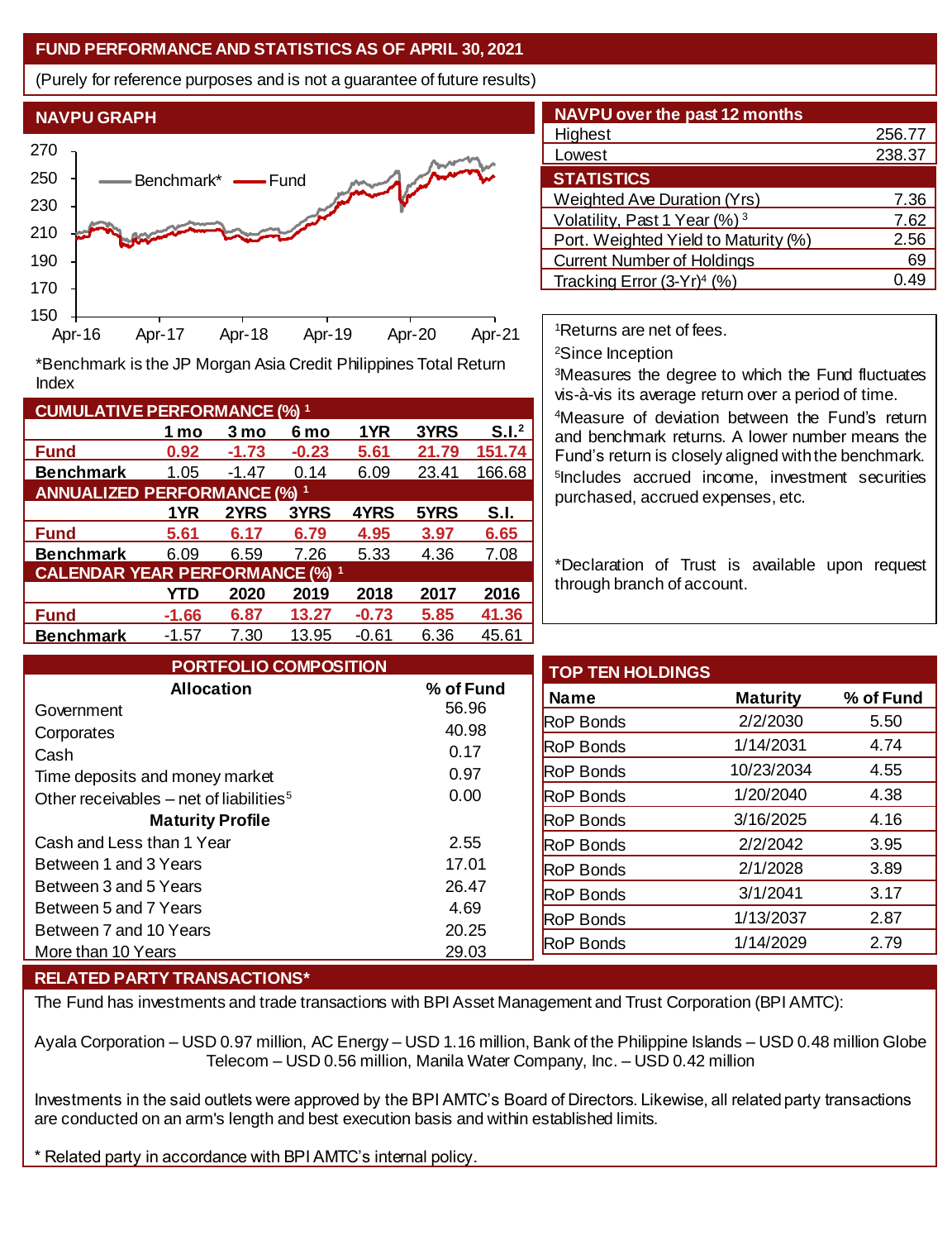## FUND PERFORMANCE AND STATISTICS AS OF APRIL 30, 2021

(Purely for reference purposes and is not a guarantee of future results)

### NAVPU GRAPH

*Benchmark is the JP Morgan Asia Credit Philippines Total Return Index

### NAVPU over the past 12 months

| | |
|---|---|
| Highest | 256.77 |
| Lowest | 238.37 |

### STATISTICS

| | |
|---|---|
| Weighted Ave Duration (Yrs) | 7.36 |
| Volatility, Past 1 Year (%) [3] | 7.62 |
| Port. Weighted Yield to Maturity (%) | 2.56 |
| Current Number of Holdings | 69 |
| Tracking Error (3-Yr)[4] (%) | 0.49 |

[1]Returns are net of fees.

[2]Since Inception

[3]Measures the degree to which the Fund fluctuates vis-à-vis its average return over a period of time.

[4]Measure of deviation between the Fund's return and benchmark returns. A lower number means the Fund's return is closely aligned with the benchmark.

[5]Includes accrued income, investment securities purchased, accrued expenses, etc.

*Declaration of Trust is available upon request through branch of account.

### CUMULATIVE PERFORMANCE (%) [1]

| | 1 mo | 3 mo | 6 mo | 1YR | 3YRS | S.I.[2] |
|---|---|---|---|---|---|---|
| **Fund** | 0.92 | -1.73 | -0.23 | 5.61 | 21.79 | 151.74 |
| **Benchmark** | 1.05 | -1.47 | 0.14 | 6.09 | 23.41 | 166.68 |

### ANNUALIZED PERFORMANCE (%) [1]

| | 1YR | 2YRS | 3YRS | 4YRS | 5YRS | S.I. |
|---|---|---|---|---|---|---|
| **Fund** | 5.61 | 6.17 | 6.79 | 4.95 | 3.97 | 6.65 |
| **Benchmark** | 6.09 | 6.59 | 7.26 | 5.33 | 4.36 | 7.08 |

### CALENDAR YEAR PERFORMANCE (%) [1]

| | YTD | 2020 | 2019 | 2018 | 2017 | 2016 |
|---|---|---|---|---|---|---|
| **Fund** | -1.66 | 6.87 | 13.27 | -0.73 | 5.85 | 41.36 |
| **Benchmark** | -1.57 | 7.30 | 13.95 | -0.61 | 6.36 | 45.61 |

### PORTFOLIO COMPOSITION

| **Allocation** | **% of Fund** |
|---|---|
| Government | 56.96 |
| Corporates | 40.98 |
| Cash | 0.17 |
| Time deposits and money market | 0.97 |
| Other receivables – net of liabilities[5] | 0.00 |
| **Maturity Profile** | |
| Cash and Less than 1 Year | 2.55 |
| Between 1 and 3 Years | 17.01 |
| Between 3 and 5 Years | 26.47 |
| Between 5 and 7 Years | 4.69 |
| Between 7 and 10 Years | 20.25 |
| More than 10 Years | 29.03 |

### TOP TEN HOLDINGS

| Name | Maturity | % of Fund |
|---|---|---|
| RoP Bonds | 2/2/2030 | 5.50 |
| RoP Bonds | 1/14/2031 | 4.74 |
| RoP Bonds | 10/23/2034 | 4.55 |
| RoP Bonds | 1/20/2040 | 4.38 |
| RoP Bonds | 3/16/2025 | 4.16 |
| RoP Bonds | 2/2/2042 | 3.95 |
| RoP Bonds | 2/1/2028 | 3.89 |
| RoP Bonds | 3/1/2041 | 3.17 |
| RoP Bonds | 1/13/2037 | 2.87 |
| RoP Bonds | 1/14/2029 | 2.79 |

### RELATED PARTY TRANSACTIONS*

The Fund has investments and trade transactions with BPI Asset Management and Trust Corporation (BPI AMTC):

Ayala Corporation – USD 0.97 million, AC Energy – USD 1.16 million, Bank of the Philippine Islands – USD 0.48 million Globe Telecom – USD 0.56 million, Manila Water Company, Inc. – USD 0.42 million

Investments in the said outlets were approved by the BPI AMTC's Board of Directors. Likewise, all related party transactions are conducted on an arm's length and best execution basis and within established limits.

* Related party in accordance with BPI AMTC's internal policy.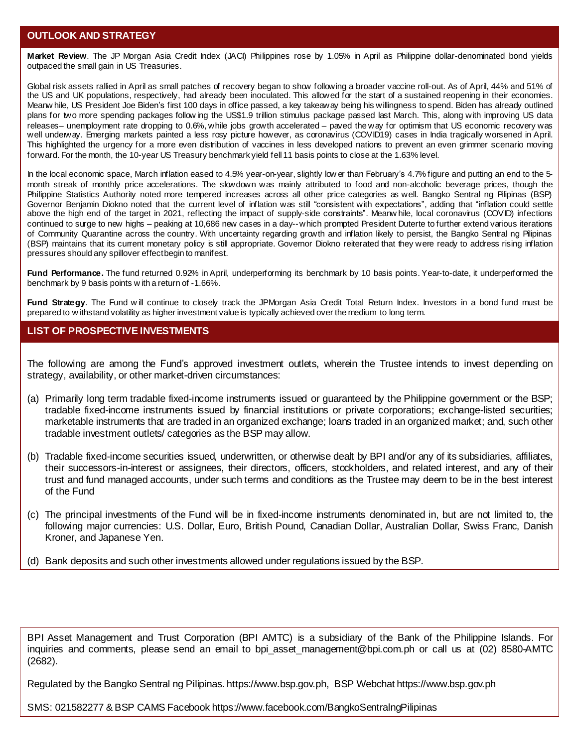## OUTLOOK AND STRATEGY

**Market Review**. The JP Morgan Asia Credit Index (JACI) Philippines rose by 1.05% in April as Philippine dollar-denominated bond yields outpaced the small gain in US Treasuries.

Global risk assets rallied in April as small patches of recovery began to show following a broader vaccine roll-out. As of April, 44% and 51% of the US and UK populations, respectively, had already been inoculated. This allowed for the start of a sustained reopening in their economies. Meanwhile, US President Joe Biden's first 100 days in office passed, a key takeaway being his willingness to spend. Biden has already outlined plans for two more spending packages following the US$1.9 trillion stimulus package passed last March. This, along with improving US data releases– unemployment rate dropping to 0.6%, while jobs growth accelerated – paved the way for optimism that US economic recovery was well underway. Emerging markets painted a less rosy picture however, as coronavirus (COVID19) cases in India tragically worsened in April. This highlighted the urgency for a more even distribution of vaccines in less developed nations to prevent an even grimmer scenario moving forward. For the month, the 10-year US Treasury benchmark yield fell 11 basis points to close at the 1.63% level.

In the local economic space, March inflation eased to 4.5% year-on-year, slightly lower than February's 4.7% figure and putting an end to the 5-month streak of monthly price accelerations. The slowdown was mainly attributed to food and non-alcoholic beverage prices, though the Philippine Statistics Authority noted more tempered increases across all other price categories as well. Bangko Sentral ng Pilipinas (BSP) Governor Benjamin Diokno noted that the current level of inflation was still "consistent with expectations", adding that "inflation could settle above the high end of the target in 2021, reflecting the impact of supply-side constraints". Meanwhile, local coronavirus (COVID) infections continued to surge to new highs – peaking at 10,686 new cases in a day--which prompted President Duterte to further extend various iterations of Community Quarantine across the country. With uncertainty regarding growth and inflation likely to persist, the Bangko Sentral ng Pilipinas (BSP) maintains that its current monetary policy is still appropriate. Governor Diokno reiterated that they were ready to address rising inflation pressures should any spillover effect begin to manifest.

**Fund Performance.** The fund returned 0.92% in April, underperforming its benchmark by 10 basis points. Year-to-date, it underperformed the benchmark by 9 basis points with a return of -1.66%.

**Fund Strategy**. The Fund will continue to closely track the JPMorgan Asia Credit Total Return Index. Investors in a bond fund must be prepared to withstand volatility as higher investment value is typically achieved over the medium to long term.

## LIST OF PROSPECTIVE INVESTMENTS

The following are among the Fund's approved investment outlets, wherein the Trustee intends to invest depending on strategy, availability, or other market-driven circumstances:

(a) Primarily long term tradable fixed-income instruments issued or guaranteed by the Philippine government or the BSP; tradable fixed-income instruments issued by financial institutions or private corporations; exchange-listed securities; marketable instruments that are traded in an organized exchange; loans traded in an organized market; and, such other tradable investment outlets/ categories as the BSP may allow.

(b) Tradable fixed-income securities issued, underwritten, or otherwise dealt by BPI and/or any of its subsidiaries, affiliates, their successors-in-interest or assignees, their directors, officers, stockholders, and related interest, and any of their trust and fund managed accounts, under such terms and conditions as the Trustee may deem to be in the best interest of the Fund

(c) The principal investments of the Fund will be in fixed-income instruments denominated in, but are not limited to, the following major currencies: U.S. Dollar, Euro, British Pound, Canadian Dollar, Australian Dollar, Swiss Franc, Danish Kroner, and Japanese Yen.

(d) Bank deposits and such other investments allowed under regulations issued by the BSP.

BPI Asset Management and Trust Corporation (BPI AMTC) is a subsidiary of the Bank of the Philippine Islands. For inquiries and comments, please send an email to bpi_asset_management@bpi.com.ph or call us at (02) 8580-AMTC (2682).

Regulated by the Bangko Sentral ng Pilipinas. https://www.bsp.gov.ph, BSP Webchat https://www.bsp.gov.ph

SMS: 021582277 & BSP CAMS Facebook https://www.facebook.com/BangkoSentralngPilipinas